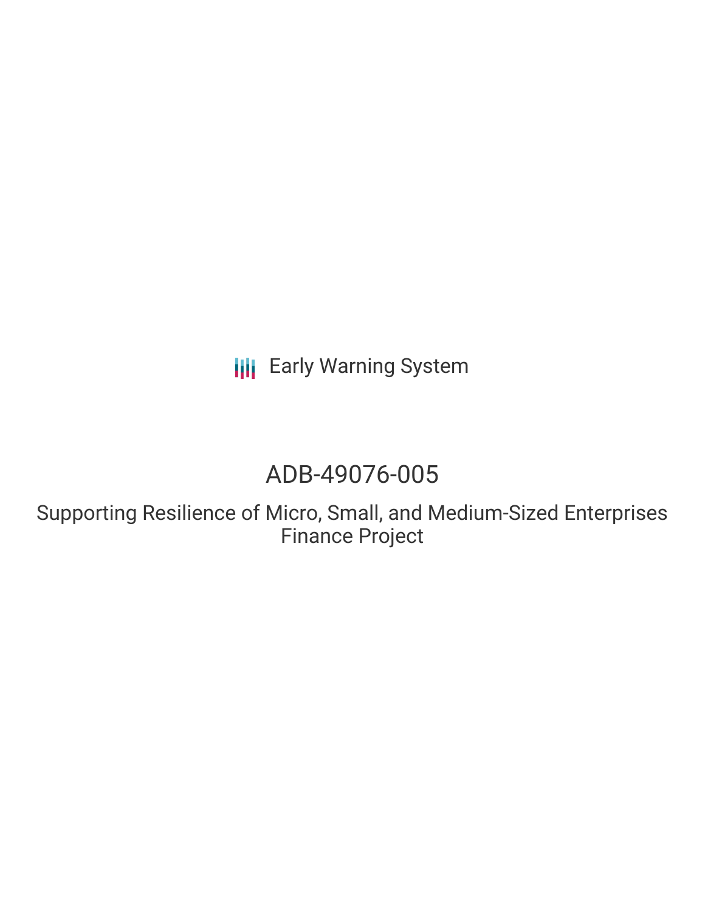Early Warning System

# ADB-49076-005

Supporting Resilience of Micro, Small, and Medium-Sized Enterprises Finance Project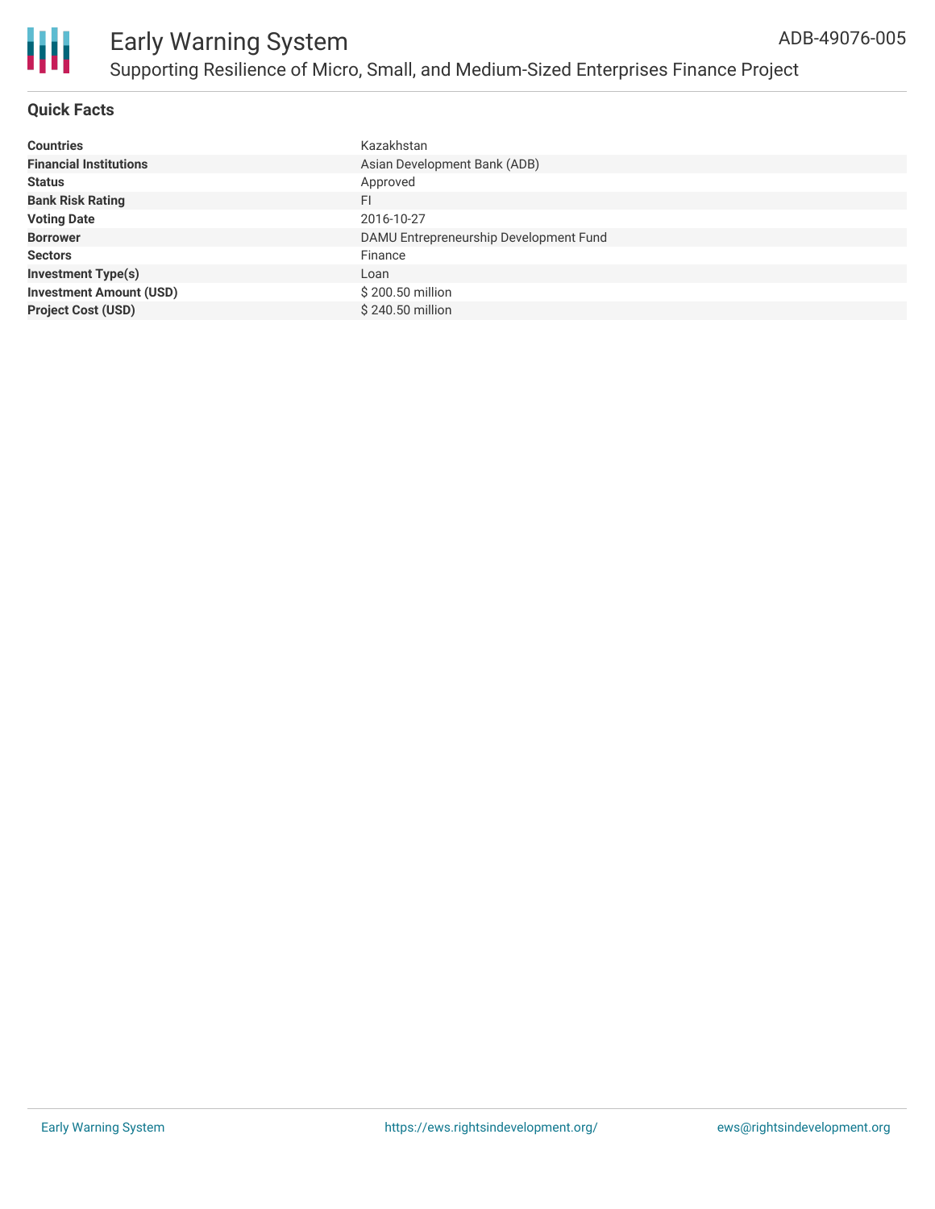# Early Warning System

ADB-49076-005

## Supporting Resilience of Micro, Small, and Medium-Sized Enterprises Finance Project

### Quick Facts

| | |
|---|---|
| **Countries** | Kazakhstan |
| **Financial Institutions** | Asian Development Bank (ADB) |
| **Status** | Approved |
| **Bank Risk Rating** | FI |
| **Voting Date** | 2016-10-27 |
| **Borrower** | DAMU Entrepreneurship Development Fund |
| **Sectors** | Finance |
| **Investment Type(s)** | Loan |
| **Investment Amount (USD)** | $ 200.50 million |
| **Project Cost (USD)** | $ 240.50 million |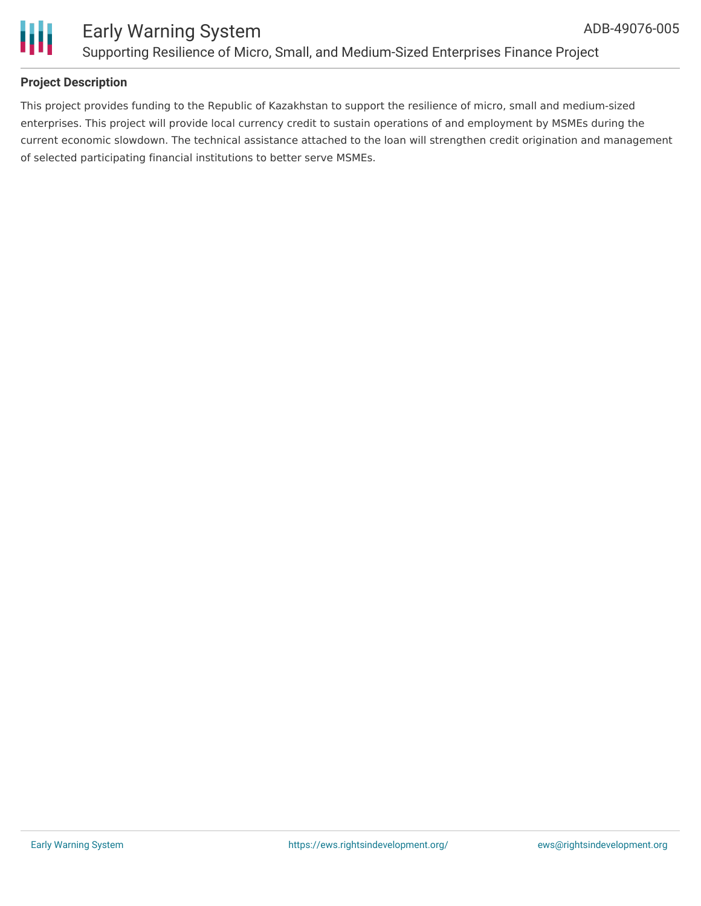## Project Description

This project provides funding to the Republic of Kazakhstan to support the resilience of micro, small and medium-sized enterprises. This project will provide local currency credit to sustain operations of and employment by MSMEs during the current economic slowdown. The technical assistance attached to the loan will strengthen credit origination and management of selected participating financial institutions to better serve MSMEs.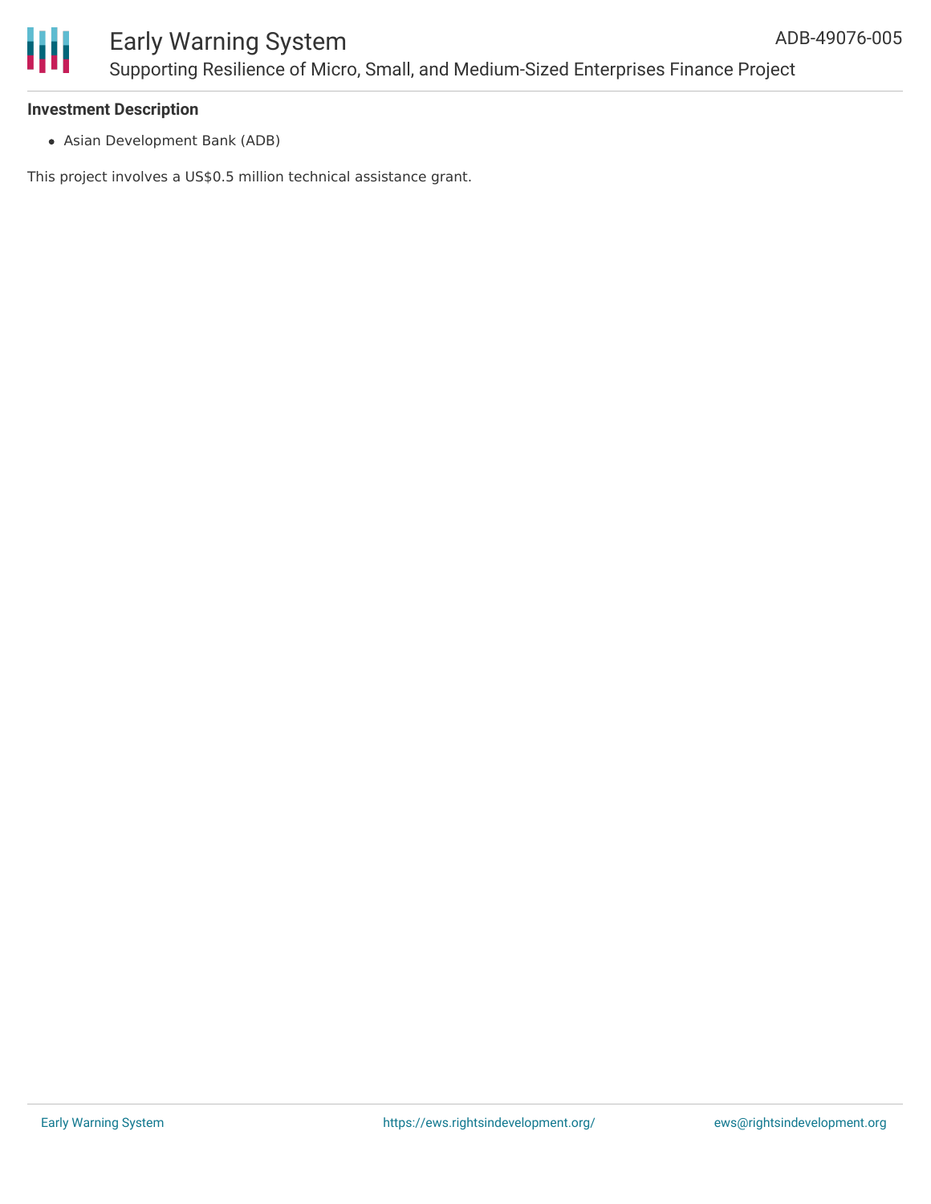**Investment Description**

- Asian Development Bank (ADB)

This project involves a US$0.5 million technical assistance grant.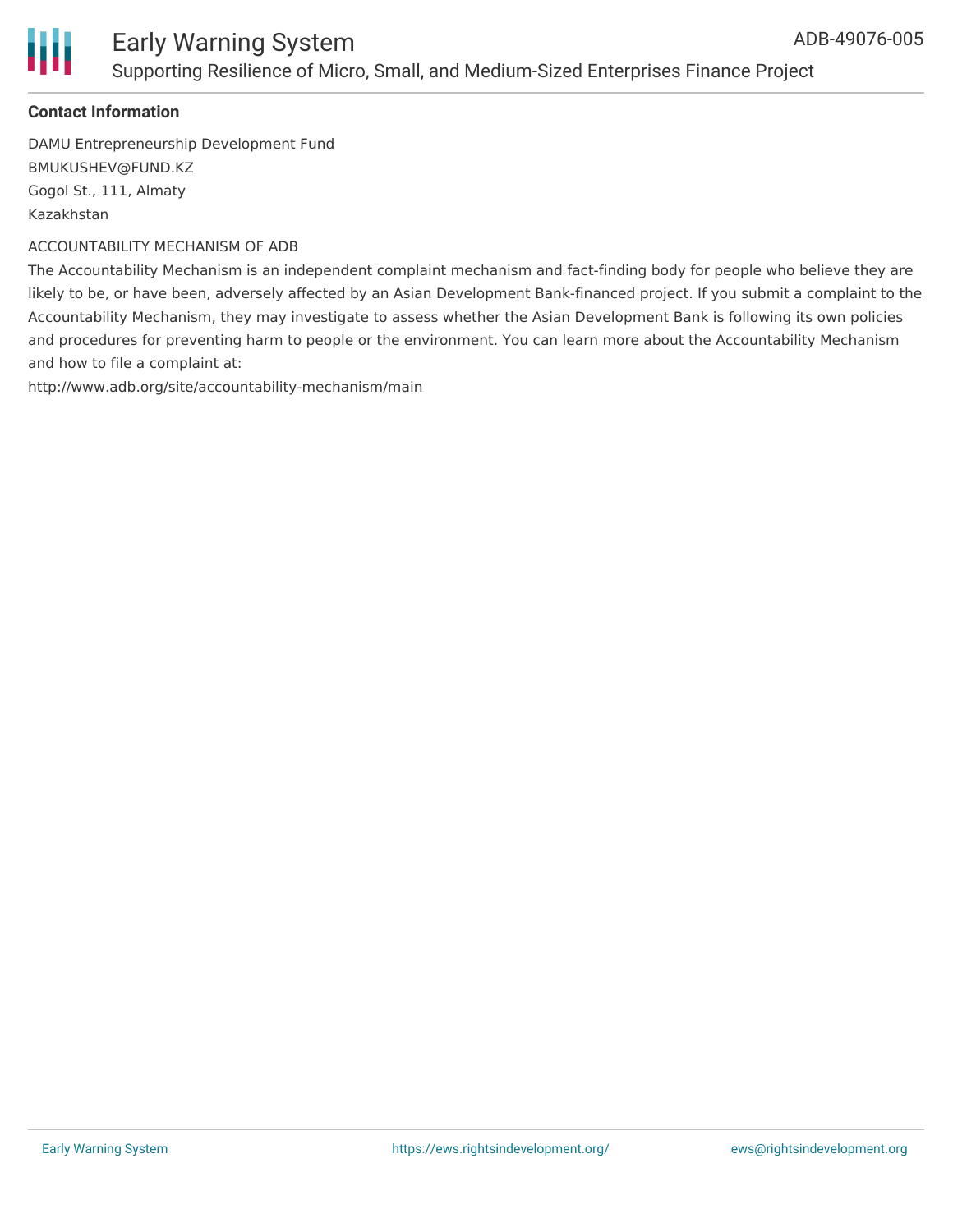**Contact Information**

DAMU Entrepreneurship Development Fund
BMUKUSHEV@FUND.KZ
Gogol St., 111, Almaty
Kazakhstan

ACCOUNTABILITY MECHANISM OF ADB

The Accountability Mechanism is an independent complaint mechanism and fact-finding body for people who believe they are likely to be, or have been, adversely affected by an Asian Development Bank-financed project. If you submit a complaint to the Accountability Mechanism, they may investigate to assess whether the Asian Development Bank is following its own policies and procedures for preventing harm to people or the environment. You can learn more about the Accountability Mechanism and how to file a complaint at:
http://www.adb.org/site/accountability-mechanism/main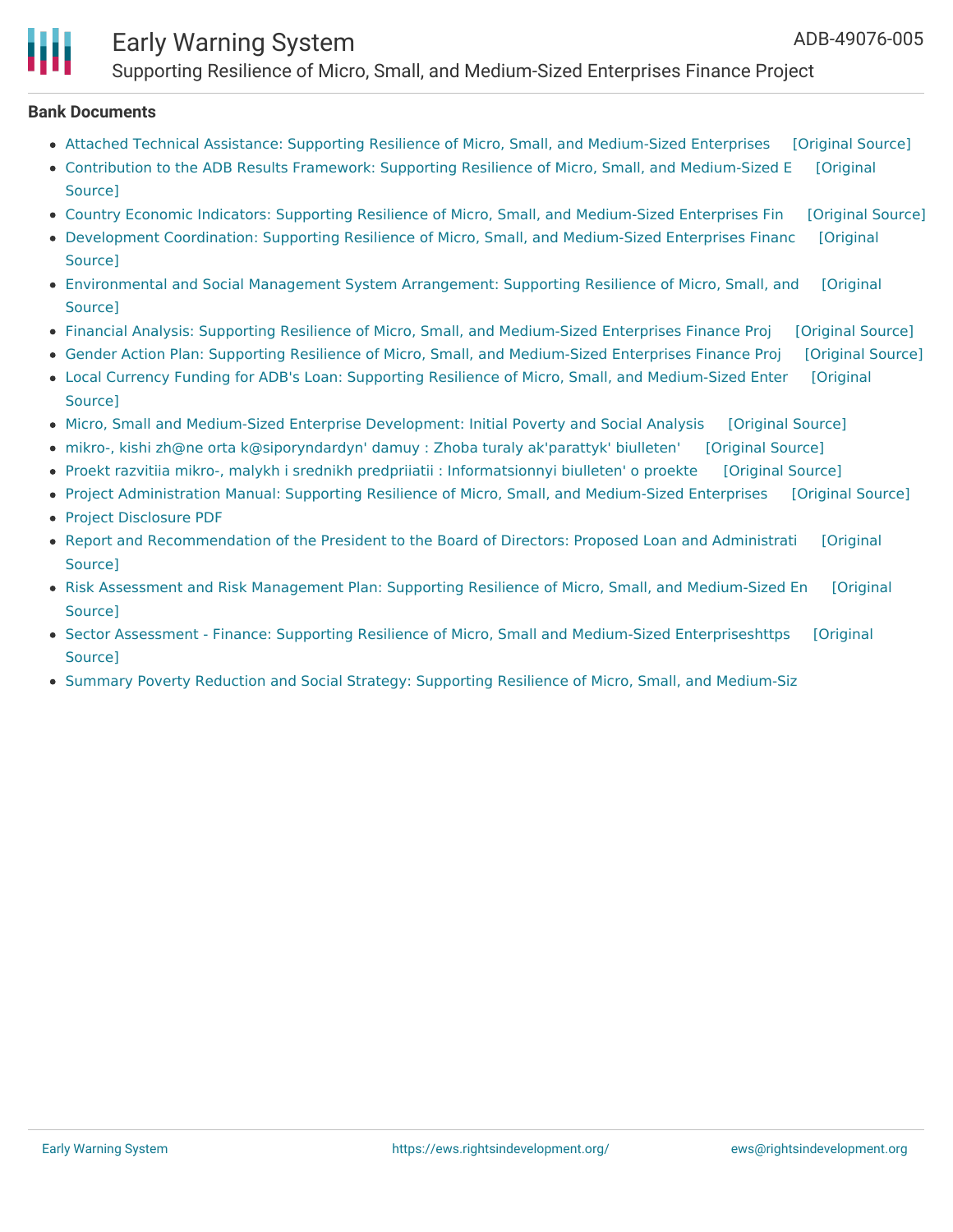### Bank Documents

- Attached Technical Assistance: Supporting Resilience of Micro, Small, and Medium-Sized Enterprises [Original Source]
- Contribution to the ADB Results Framework: Supporting Resilience of Micro, Small, and Medium-Sized E [Original Source]
- Country Economic Indicators: Supporting Resilience of Micro, Small, and Medium-Sized Enterprises Fin [Original Source]
- Development Coordination: Supporting Resilience of Micro, Small, and Medium-Sized Enterprises Financ [Original Source]
- Environmental and Social Management System Arrangement: Supporting Resilience of Micro, Small, and [Original Source]
- Financial Analysis: Supporting Resilience of Micro, Small, and Medium-Sized Enterprises Finance Proj [Original Source]
- Gender Action Plan: Supporting Resilience of Micro, Small, and Medium-Sized Enterprises Finance Proj [Original Source]
- Local Currency Funding for ADB's Loan: Supporting Resilience of Micro, Small, and Medium-Sized Enter [Original Source]
- Micro, Small and Medium-Sized Enterprise Development: Initial Poverty and Social Analysis [Original Source]
- mikro-, kishi zh@ne orta k@siporyndardyn' damuy : Zhoba turaly ak'parattyk' biulleten' [Original Source]
- Proekt razvitiia mikro-, malykh i srednikh predpriiatii : Informatsionnyi biulleten' o proekte [Original Source]
- Project Administration Manual: Supporting Resilience of Micro, Small, and Medium-Sized Enterprises [Original Source]
- Project Disclosure PDF
- Report and Recommendation of the President to the Board of Directors: Proposed Loan and Administrati [Original Source]
- Risk Assessment and Risk Management Plan: Supporting Resilience of Micro, Small, and Medium-Sized En [Original Source]
- Sector Assessment - Finance: Supporting Resilience of Micro, Small and Medium-Sized Enterpriseshttps [Original Source]
- Summary Poverty Reduction and Social Strategy: Supporting Resilience of Micro, Small, and Medium-Siz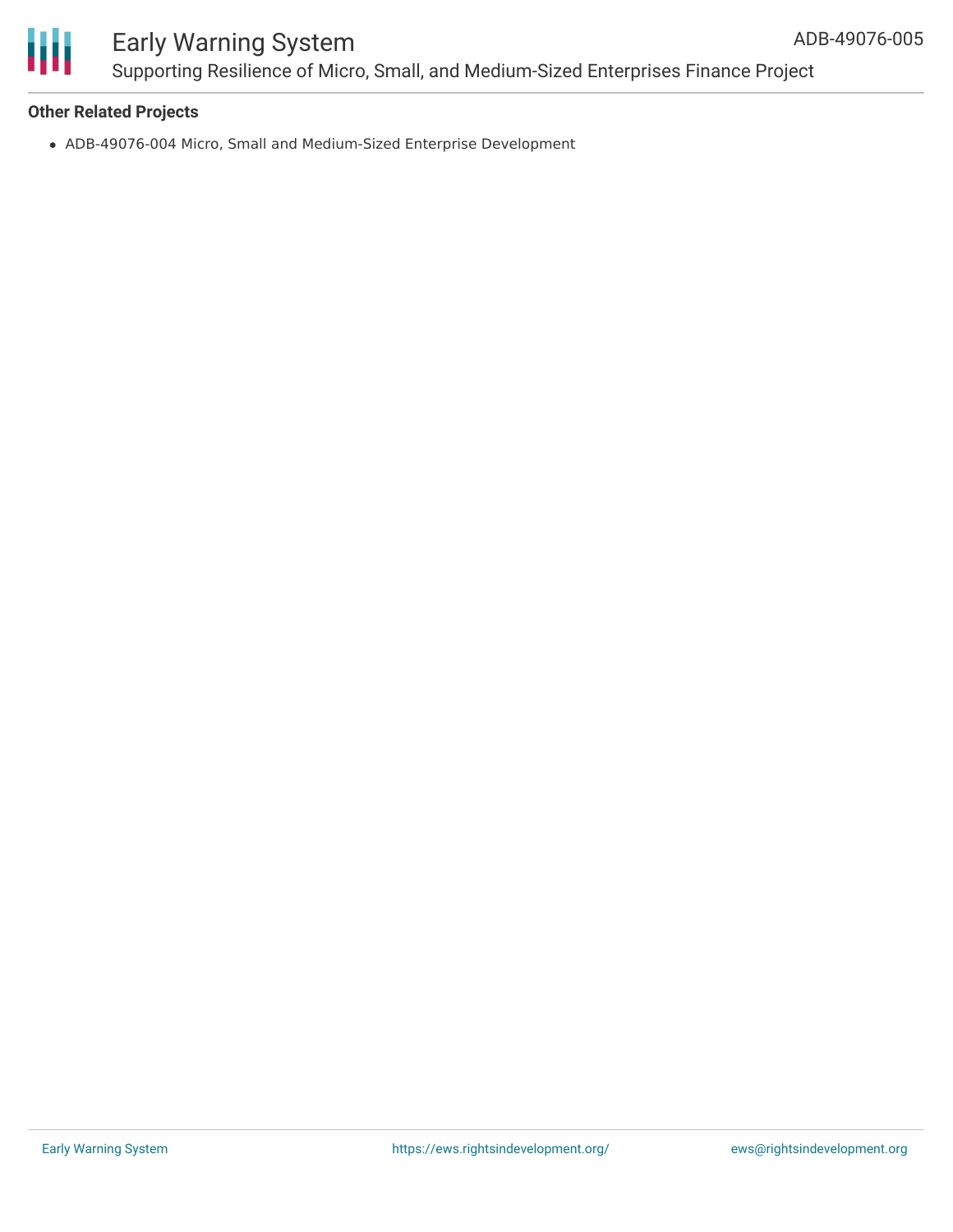#### Other Related Projects

- ADB-49076-004 Micro, Small and Medium-Sized Enterprise Development